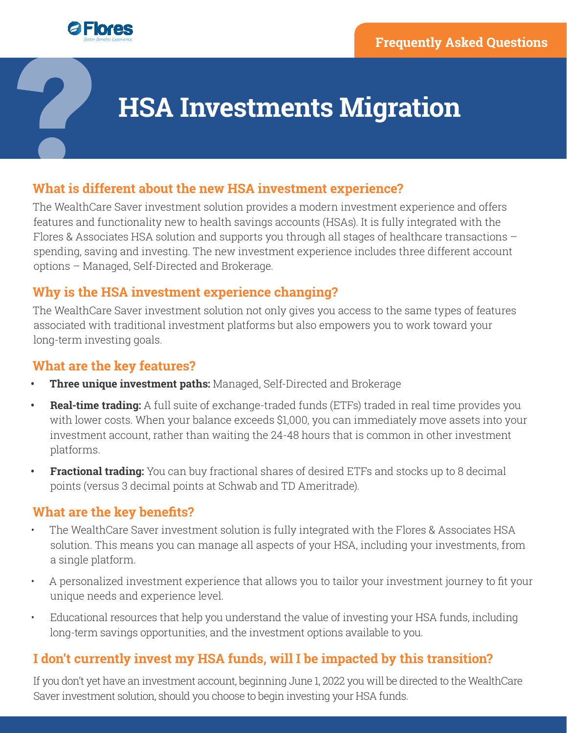Flores

Better Benefits Experience.

Frequently Asked Questions

# HSA Investments Migration

## What is different about the new HSA investment experience?

The WealthCare Saver investment solution provides a modern investment experience and offers features and functionality new to health savings accounts (HSAs). It is fully integrated with the Flores & Associates HSA solution and supports you through all stages of healthcare transactions – spending, saving and investing. The new investment experience includes three different account options – Managed, Self-Directed and Brokerage.

## Why is the HSA investment experience changing?

The WealthCare Saver investment solution not only gives you access to the same types of features associated with traditional investment platforms but also empowers you to work toward your long-term investing goals.

## What are the key features?

- **Three unique investment paths:** Managed, Self-Directed and Brokerage
- **Real-time trading:** A full suite of exchange-traded funds (ETFs) traded in real time provides you with lower costs. When your balance exceeds $1,000, you can immediately move assets into your investment account, rather than waiting the 24-48 hours that is common in other investment platforms.
- **Fractional trading:** You can buy fractional shares of desired ETFs and stocks up to 8 decimal points (versus 3 decimal points at Schwab and TD Ameritrade).

## What are the key benefits?

- The WealthCare Saver investment solution is fully integrated with the Flores & Associates HSA solution. This means you can manage all aspects of your HSA, including your investments, from a single platform.
- A personalized investment experience that allows you to tailor your investment journey to fit your unique needs and experience level.
- Educational resources that help you understand the value of investing your HSA funds, including long-term savings opportunities, and the investment options available to you.

## I don't currently invest my HSA funds, will I be impacted by this transition?

If you don't yet have an investment account, beginning June 1, 2022 you will be directed to the WealthCare Saver investment solution, should you choose to begin investing your HSA funds.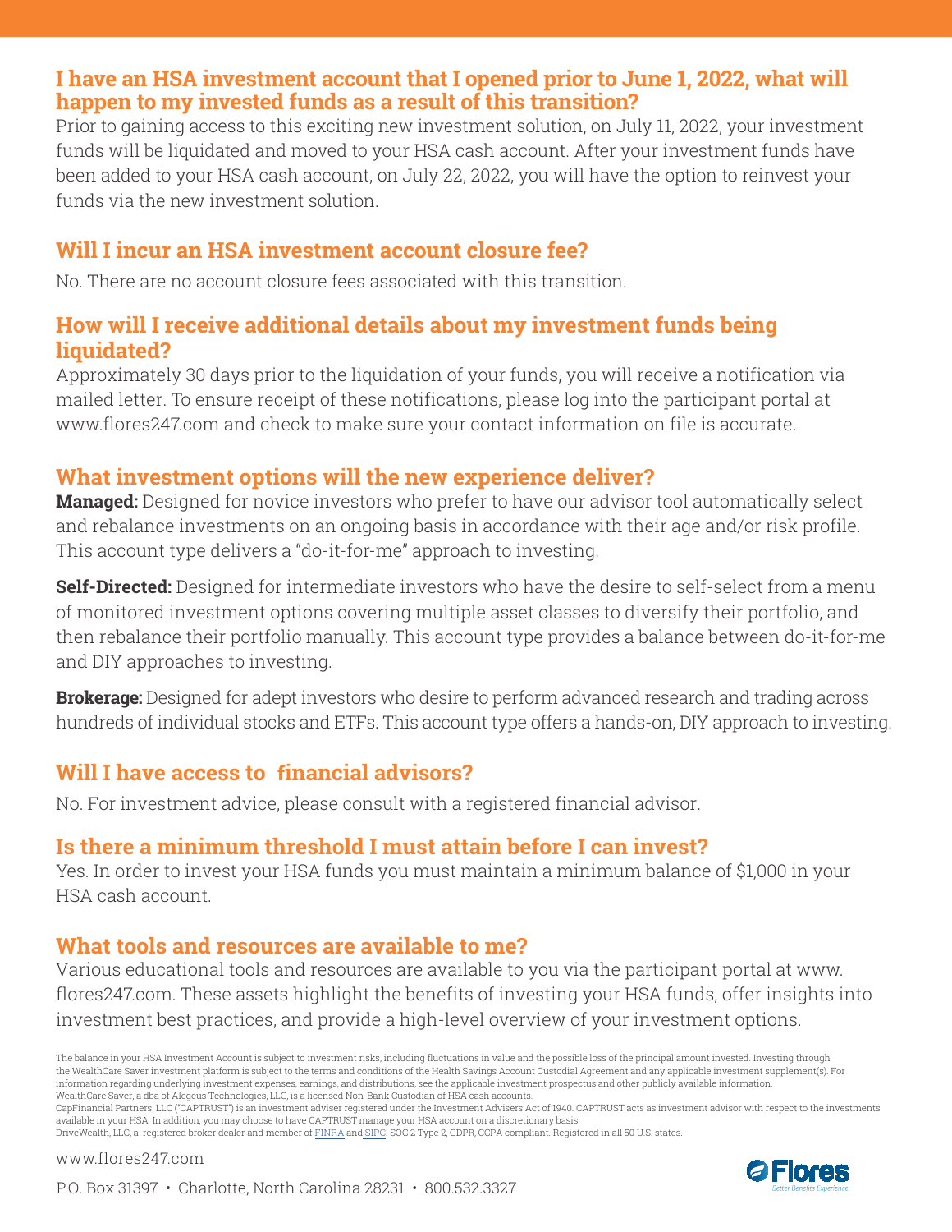## I have an HSA investment account that I opened prior to June 1, 2022, what will happen to my invested funds as a result of this transition?

Prior to gaining access to this exciting new investment solution, on July 11, 2022, your investment funds will be liquidated and moved to your HSA cash account. After your investment funds have been added to your HSA cash account, on July 22, 2022, you will have the option to reinvest your funds via the new investment solution.

## Will I incur an HSA investment account closure fee?

No. There are no account closure fees associated with this transition.

## How will I receive additional details about my investment funds being liquidated?

Approximately 30 days prior to the liquidation of your funds, you will receive a notification via mailed letter. To ensure receipt of these notifications, please log into the participant portal at www.flores247.com and check to make sure your contact information on file is accurate.

## What investment options will the new experience deliver?

**Managed:** Designed for novice investors who prefer to have our advisor tool automatically select and rebalance investments on an ongoing basis in accordance with their age and/or risk profile. This account type delivers a "do-it-for-me" approach to investing.

**Self-Directed:** Designed for intermediate investors who have the desire to self-select from a menu of monitored investment options covering multiple asset classes to diversify their portfolio, and then rebalance their portfolio manually. This account type provides a balance between do-it-for-me and DIY approaches to investing.

**Brokerage:** Designed for adept investors who desire to perform advanced research and trading across hundreds of individual stocks and ETFs. This account type offers a hands-on, DIY approach to investing.

## Will I have access to financial advisors?

No. For investment advice, please consult with a registered financial advisor.

## Is there a minimum threshold I must attain before I can invest?

Yes. In order to invest your HSA funds you must maintain a minimum balance of $1,000 in your HSA cash account.

## What tools and resources are available to me?

Various educational tools and resources are available to you via the participant portal at www.flores247.com. These assets highlight the benefits of investing your HSA funds, offer insights into investment best practices, and provide a high-level overview of your investment options.

The balance in your HSA Investment Account is subject to investment risks, including fluctuations in value and the possible loss of the principal amount invested. Investing through the WealthCare Saver investment platform is subject to the terms and conditions of the Health Savings Account Custodial Agreement and any applicable investment supplement(s). For information regarding underlying investment expenses, earnings, and distributions, see the applicable investment prospectus and other publicly available information.
WealthCare Saver, a dba of Alegeus Technologies, LLC, is a licensed Non-Bank Custodian of HSA cash accounts.
CapFinancial Partners, LLC ("CAPTRUST") is an investment adviser registered under the Investment Advisers Act of 1940. CAPTRUST acts as investment advisor with respect to the investments available in your HSA. In addition, you may choose to have CAPTRUST manage your HSA account on a discretionary basis.
DriveWealth, LLC, a registered broker dealer and member of FINRA and SIPC. SOC 2 Type 2, GDPR, CCPA compliant. Registered in all 50 U.S. states.

www.flores247.com

P.O. Box 31397 • Charlotte, North Carolina 28231 • 800.532.3327

Flores
Better Benefits Experience.